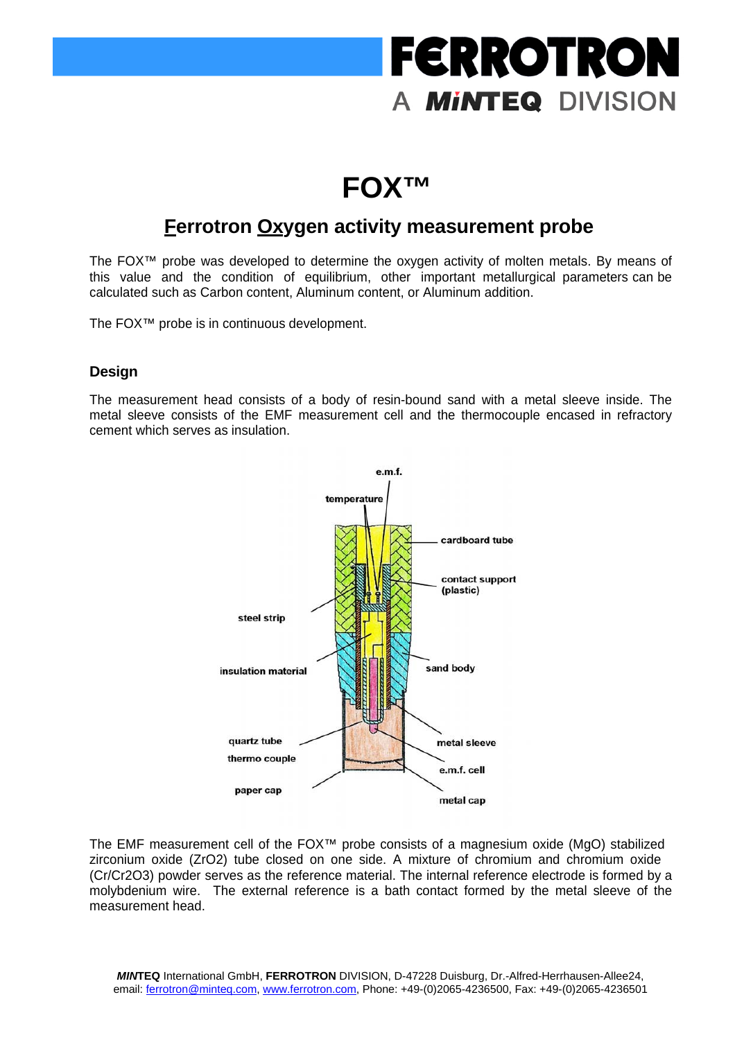# FOX™

## Ferrotron Oxygen activity measurement probe

The FOX™ probe was developed to determine the oxygen activity of molten metals. By means of this value and the condition of equilibrium, other important metallurgical parameters can be calculated such as Carbon content, Aluminum content, or Aluminum addition.

The FOX™ probe is in continuous development.

### Design

The measurement head consists of a body of resin-bound sand with a metal sleeve inside. The metal sleeve consists of the EMF measurement cell and the thermocouple encased in refractory cement which serves as insulation.

e.m.f.
temperature
cardboard tube
contact support (plastic)
steel strip
insulation material
sand body
quartz tube
thermo couple
metal sleeve
e.m.f. cell
paper cap
metal cap

The EMF measurement cell of the FOX™ probe consists of a magnesium oxide (MgO) stabilized zirconium oxide ($ZrO_2$) tube closed on one side. A mixture of chromium and chromium oxide ($Cr/Cr_2O_3$) powder serves as the reference material. The internal reference electrode is formed by a molybdenium wire. The external reference is a bath contact formed by the metal sleeve of the measurement head.

***MIN*TEQ** International GmbH, **FERROTRON** DIVISION, D-47228 Duisburg, Dr.-Alfred-Herrhausen-Allee24, email: ferrotron@minteq.com, www.ferrotron.com, Phone: +49-(0)2065-4236500, Fax: +49-(0)2065-4236501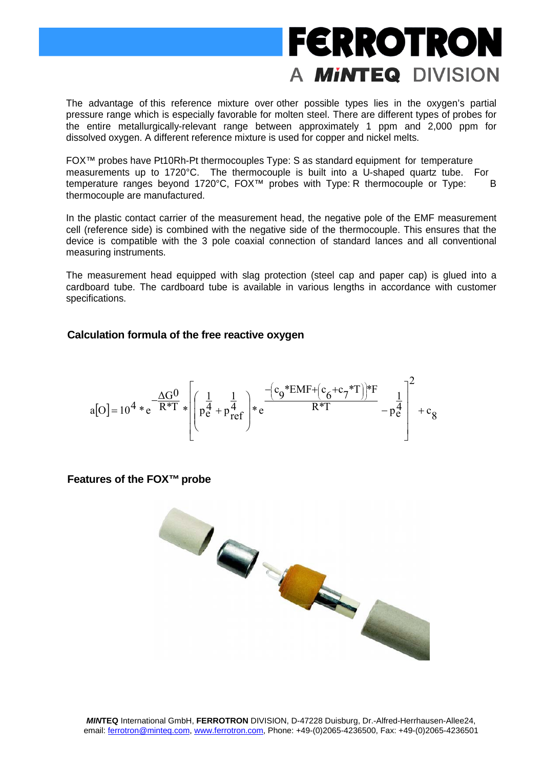The advantage of this reference mixture over other possible types lies in the oxygen's partial pressure range which is especially favorable for molten steel. There are different types of probes for the entire metallurgically-relevant range between approximately 1 ppm and 2,000 ppm for dissolved oxygen. A different reference mixture is used for copper and nickel melts.

FOX™ probes have Pt10Rh-Pt thermocouples Type: S as standard equipment for temperature measurements up to 1720°C. The thermocouple is built into a U-shaped quartz tube. For temperature ranges beyond 1720°C, FOX™ probes with Type: R thermocouple or Type: B thermocouple are manufactured.

In the plastic contact carrier of the measurement head, the negative pole of the EMF measurement cell (reference side) is combined with the negative side of the thermocouple. This ensures that the device is compatible with the 3 pole coaxial connection of standard lances and all conventional measuring instruments.

The measurement head equipped with slag protection (steel cap and paper cap) is glued into a cardboard tube. The cardboard tube is available in various lengths in accordance with customer specifications.

### Calculation formula of the free reactive oxygen

$$a[O] = 10^4 * e^{-\frac{\Delta G^0}{R*T}} * \left[ \left( p_e^{\frac{1}{4}} + p_{ref}^{\frac{1}{4}} \right) * e^{\frac{-\left(c_9 * EMF + \left(c_6 + c_7 * T\right)\right) * F}{R*T}} - p_e^{\frac{1}{4}} \right]^2 + c_8$$

### Features of the FOX™ probe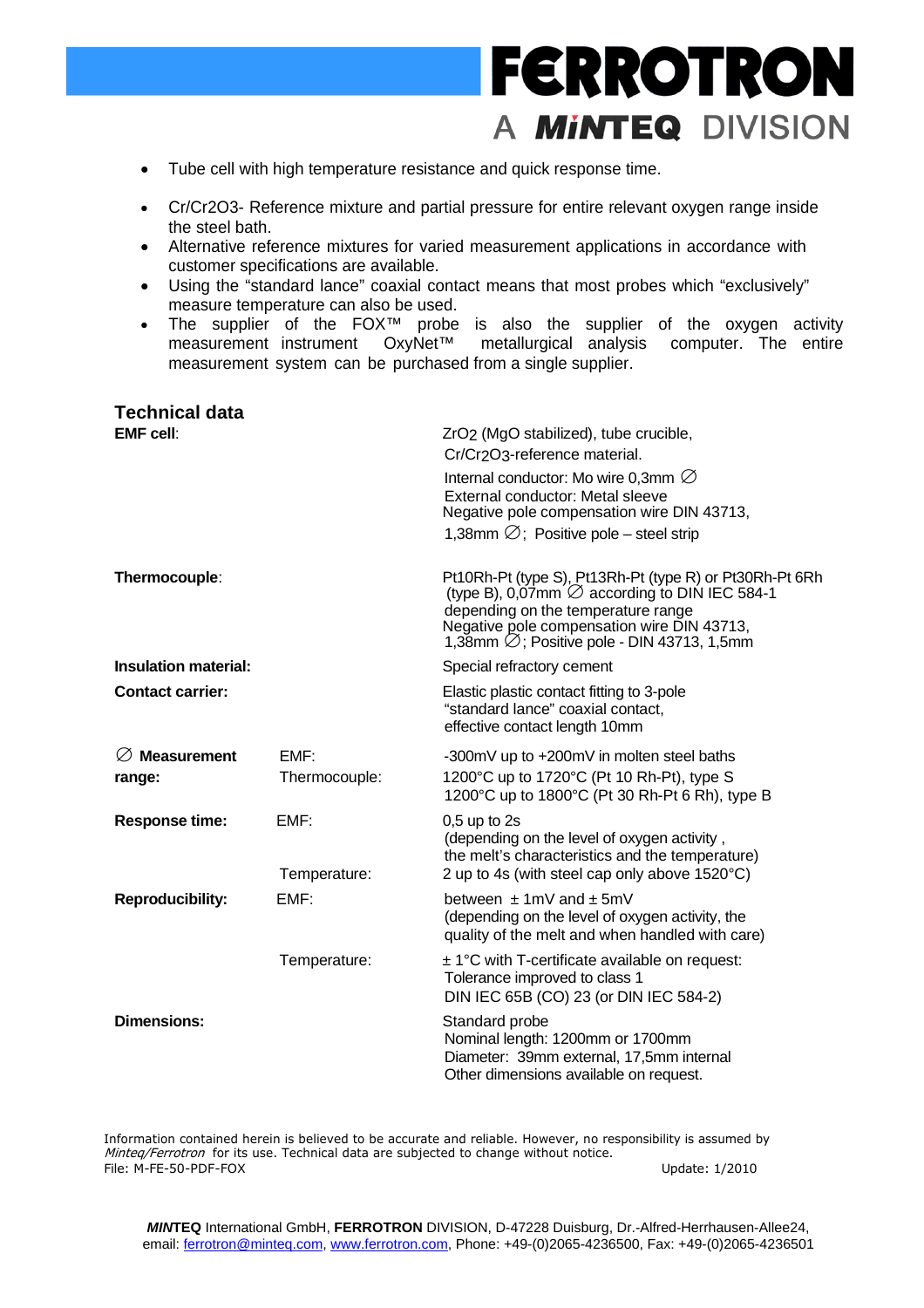- Tube cell with high temperature resistance and quick response time.
- $Cr/Cr_2O_3$- Reference mixture and partial pressure for entire relevant oxygen range inside the steel bath.
- Alternative reference mixtures for varied measurement applications in accordance with customer specifications are available.
- Using the "standard lance" coaxial contact means that most probes which "exclusively" measure temperature can also be used.
- The supplier of the FOX™ probe is also the supplier of the oxygen activity measurement instrument OxyNet™ metallurgical analysis computer. The entire measurement system can be purchased from a single supplier.

## Technical data

| | | |
|---|---|---|
| **EMF cell**: | | $ZrO_2$ (MgO stabilized), tube crucible, $Cr/Cr_2O_3$-reference material.<br>Internal conductor: Mo wire 0,3mm ∅<br>External conductor: Metal sleeve<br>Negative pole compensation wire DIN 43713, 1,38mm ∅; Positive pole – steel strip |
| **Thermocouple**: | | Pt10Rh-Pt (type S), Pt13Rh-Pt (type R) or Pt30Rh-Pt 6Rh (type B), 0,07mm ∅ according to DIN IEC 584-1 depending on the temperature range<br>Negative pole compensation wire DIN 43713, 1,38mm ∅; Positive pole - DIN 43713, 1,5mm |
| **Insulation material:** | | Special refractory cement |
| **Contact carrier:** | | Elastic plastic contact fitting to 3-pole "standard lance" coaxial contact, effective contact length 10mm |
| **∅ Measurement range:** | EMF: | -300mV up to +200mV in molten steel baths |
| | Thermocouple: | 1200°C up to 1720°C (Pt 10 Rh-Pt), type S<br>1200°C up to 1800°C (Pt 30 Rh-Pt 6 Rh), type B |
| **Response time:** | EMF: | 0,5 up to 2s<br>(depending on the level of oxygen activity , the melt's characteristics and the temperature) |
| | Temperature: | 2 up to 4s (with steel cap only above 1520°C) |
| **Reproducibility:** | EMF: | between ± 1mV and ± 5mV<br>(depending on the level of oxygen activity, the quality of the melt and when handled with care) |
| | Temperature: | ± 1°C with T-certificate available on request:<br>Tolerance improved to class 1<br>DIN IEC 65B (CO) 23 (or DIN IEC 584-2) |
| **Dimensions:** | | Standard probe<br>Nominal length: 1200mm or 1700mm<br>Diameter: 39mm external, 17,5mm internal<br>Other dimensions available on request. |

Information contained herein is believed to be accurate and reliable. However, no responsibility is assumed by *Minteq/Ferrotron* for its use. Technical data are subjected to change without notice.
File: M-FE-50-PDF-FOX Update: 1/2010

***MIN*TEQ** International GmbH, **FERROTRON** DIVISION, D-47228 Duisburg, Dr.-Alfred-Herrhausen-Allee24, email: ferrotron@minteq.com, www.ferrotron.com, Phone: +49-(0)2065-4236500, Fax: +49-(0)2065-4236501